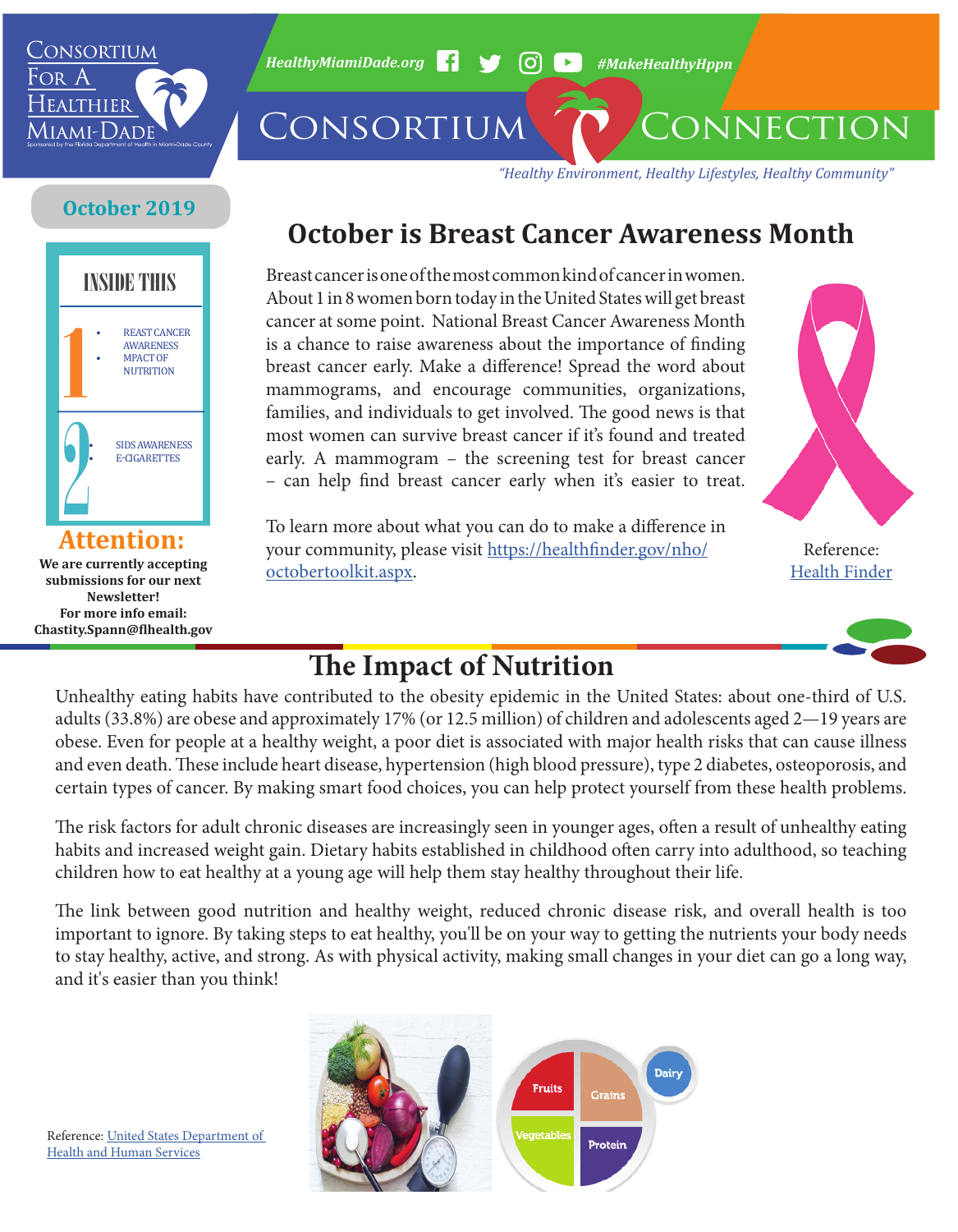# Consortium for a Healthier Miami-Dade

HealthyMiamiDade.org #MakeHealthyHppn

# Consortium Connection

*"Healthy Environment, Healthy Lifestyles, Healthy Community"*

**October 2019**

## INSIDE THIS

1
- REAST CANCER AWARENESS
- MPACT OF NUTRITION

2
- SIDS AWARENESS
- E-CIGARETTES

## Attention:

**We are currently accepting submissions for our next Newsletter!**
**For more info email: Chastity.Spann@flhealth.gov**

## October is Breast Cancer Awareness Month

Breast cancer is one of the most common kind of cancer in women. About 1 in 8 women born today in the United States will get breast cancer at some point. National Breast Cancer Awareness Month is a chance to raise awareness about the importance of finding breast cancer early. Make a difference! Spread the word about mammograms, and encourage communities, organizations, families, and individuals to get involved. The good news is that most women can survive breast cancer if it's found and treated early. A mammogram – the screening test for breast cancer – can help find breast cancer early when it's easier to treat.

To learn more about what you can do to make a difference in your community, please visit [https://healthfinder.gov/nho/octobertoolkit.aspx](https://healthfinder.gov/nho/octobertoolkit.aspx).

Reference: Health Finder

## The Impact of Nutrition

Unhealthy eating habits have contributed to the obesity epidemic in the United States: about one-third of U.S. adults (33.8%) are obese and approximately 17% (or 12.5 million) of children and adolescents aged 2—19 years are obese. Even for people at a healthy weight, a poor diet is associated with major health risks that can cause illness and even death. These include heart disease, hypertension (high blood pressure), type 2 diabetes, osteoporosis, and certain types of cancer. By making smart food choices, you can help protect yourself from these health problems.

The risk factors for adult chronic diseases are increasingly seen in younger ages, often a result of unhealthy eating habits and increased weight gain. Dietary habits established in childhood often carry into adulthood, so teaching children how to eat healthy at a young age will help them stay healthy throughout their life.

The link between good nutrition and healthy weight, reduced chronic disease risk, and overall health is too important to ignore. By taking steps to eat healthy, you'll be on your way to getting the nutrients your body needs to stay healthy, active, and strong. As with physical activity, making small changes in your diet can go a long way, and it's easier than you think!

Reference: United States Department of Health and Human Services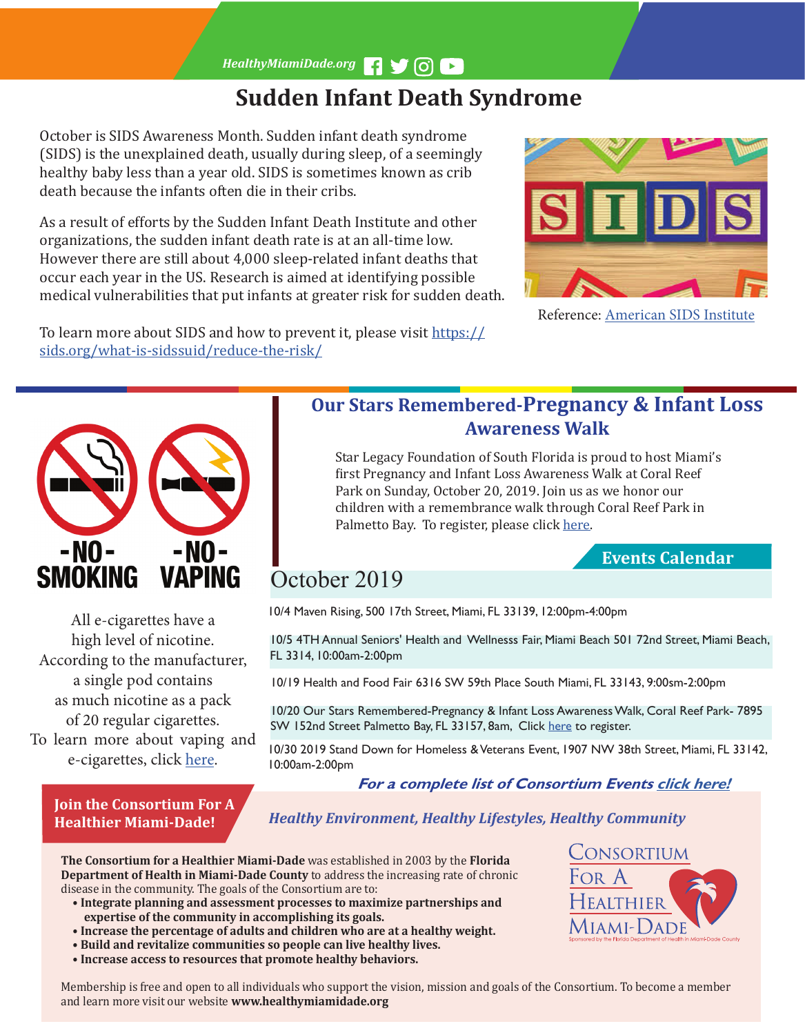HealthyMiamiDade.org

# Sudden Infant Death Syndrome

October is SIDS Awareness Month. Sudden infant death syndrome (SIDS) is the unexplained death, usually during sleep, of a seemingly healthy baby less than a year old. SIDS is sometimes known as crib death because the infants often die in their cribs.

As a result of efforts by the Sudden Infant Death Institute and other organizations, the sudden infant death rate is at an all-time low. However there are still about 4,000 sleep-related infant deaths that occur each year in the US. Research is aimed at identifying possible medical vulnerabilities that put infants at greater risk for sudden death.

To learn more about SIDS and how to prevent it, please visit https://sids.org/what-is-sidssuid/reduce-the-risk/

Reference: American SIDS Institute

## -NO- SMOKING -NO- VAPING

All e-cigarettes have a high level of nicotine. According to the manufacturer, a single pod contains as much nicotine as a pack of 20 regular cigarettes. To learn more about vaping and e-cigarettes, click here.

## Our Stars Remembered-Pregnancy & Infant Loss Awareness Walk

Star Legacy Foundation of South Florida is proud to host Miami's first Pregnancy and Infant Loss Awareness Walk at Coral Reef Park on Sunday, October 20, 2019. Join us as we honor our children with a remembrance walk through Coral Reef Park in Palmetto Bay. To register, please click here.

## Events Calendar

### October 2019

10/4 Maven Rising, 500 17th Street, Miami, FL 33139, 12:00pm-4:00pm

10/5 4TH Annual Seniors' Health and Wellnesss Fair, Miami Beach 501 72nd Street, Miami Beach, FL 3314, 10:00am-2:00pm

10/19 Health and Food Fair 6316 SW 59th Place South Miami, FL 33143, 9:00sm-2:00pm

10/20 Our Stars Remembered-Pregnancy & Infant Loss Awareness Walk, Coral Reef Park- 7895 SW 152nd Street Palmetto Bay, FL 33157, 8am, Click here to register.

10/30 2019 Stand Down for Homeless & Veterans Event, 1907 NW 38th Street, Miami, FL 33142, 10:00am-2:00pm

***For a complete list of Consortium Events click here!***

## Join the Consortium For A Healthier Miami-Dade!

***Healthy Environment, Healthy Lifestyles, Healthy Community***

**The Consortium for a Healthier Miami-Dade** was established in 2003 by the **Florida Department of Health in Miami-Dade County** to address the increasing rate of chronic disease in the community. The goals of the Consortium are to:

- **Integrate planning and assessment processes to maximize partnerships and expertise of the community in accomplishing its goals.**
- **Increase the percentage of adults and children who are at a healthy weight.**
- **Build and revitalize communities so people can live healthy lives.**
- **Increase access to resources that promote healthy behaviors.**

Consortium For A Healthier Miami-Dade
Sponsored by the Florida Department of Health in Miami-Dade County

Membership is free and open to all individuals who support the vision, mission and goals of the Consortium. To become a member and learn more visit our website **www.healthymiamidade.org**